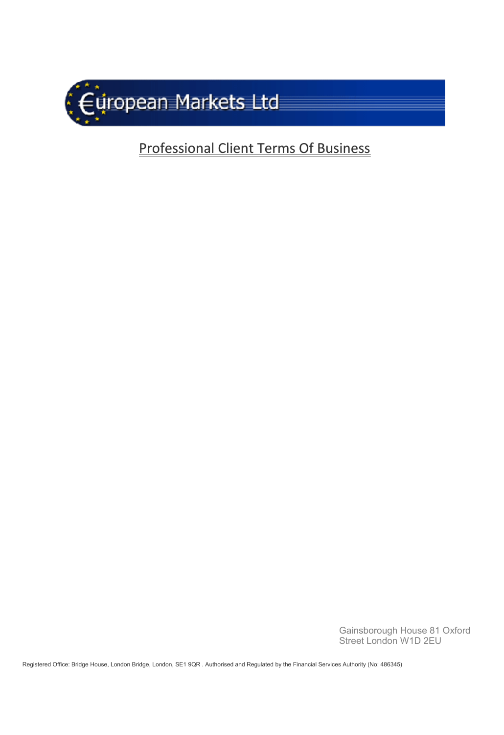# €uropean Markets Ltd

## Professional Client Terms Of Business

Gainsborough House 81 Oxford Street London W1D 2EU

Registered Office: Bridge House, London Bridge, London, SE1 9QR . Authorised and Regulated by the Financial Services Authority (No: 486345)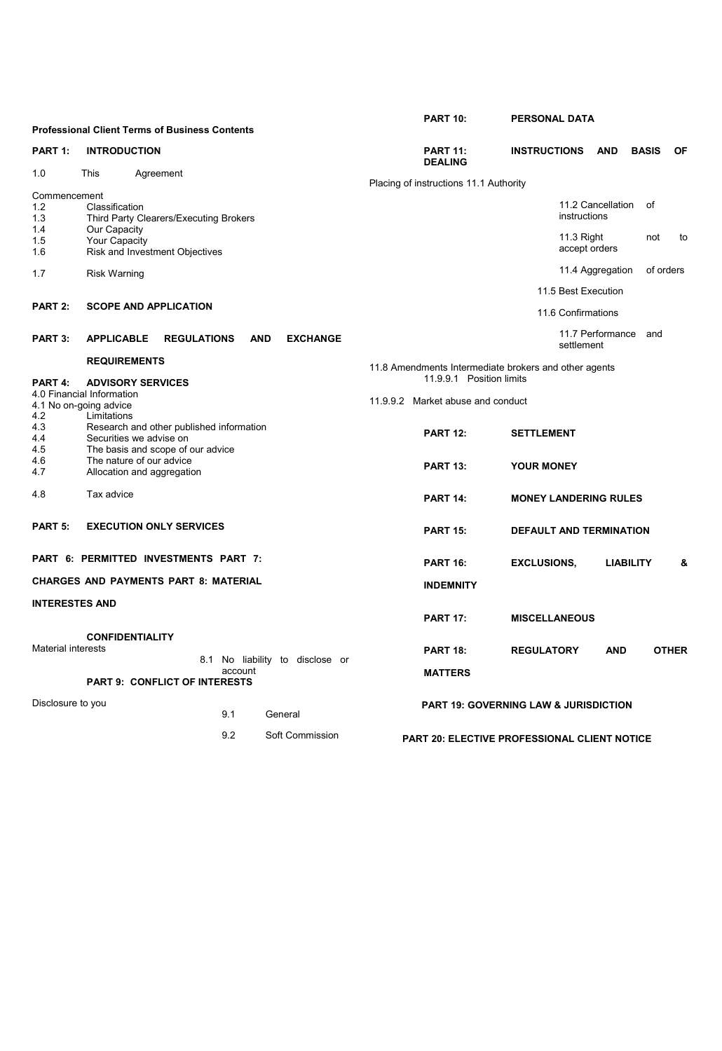**Professional Client Terms of Business Contents**

**PART 1: INTRODUCTION**

1.0 This Agreement

Commencement

1.2 Classification

1.3 Third Party Clearers/Executing Brokers

1.4 Our Capacity

1.5 Your Capacity

1.6 Risk and Investment Objectives

1.7 Risk Warning

**PART 2: SCOPE AND APPLICATION**

**PART 3: APPLICABLE REGULATIONS AND EXCHANGE REQUIREMENTS**

**PART 4: ADVISORY SERVICES**

4.0 Financial Information

4.1 No on-going advice

4.2 Limitations

4.3 Research and other published information

4.4 Securities we advise on

4.5 The basis and scope of our advice

4.6 The nature of our advice

4.7 Allocation and aggregation

4.8 Tax advice

**PART 5: EXECUTION ONLY SERVICES**

**PART 6: PERMITTED INVESTMENTS**

**PART 7: CHARGES AND PAYMENTS**

**PART 8: MATERIAL INTERESTES AND CONFIDENTIALITY**

Material interests

8.1 No liability to disclose or account

**PART 9: CONFLICT OF INTERESTS**

Disclosure to you

9.1 General

9.2 Soft Commission

**PART 10: PERSONAL DATA**

**PART 11: INSTRUCTIONS AND BASIS OF DEALING**

Placing of instructions 11.1 Authority

11.2 Cancellation of instructions

11.3 Right not to accept orders

11.4 Aggregation of orders

11.5 Best Execution

11.6 Confirmations

11.7 Performance and settlement

11.8 Amendments Intermediate brokers and other agents

11.9.9.1 Position limits

11.9.9.2 Market abuse and conduct

**PART 12: SETTLEMENT**

**PART 13: YOUR MONEY**

**PART 14: MONEY LANDERING RULES**

**PART 15: DEFAULT AND TERMINATION**

**PART 16: EXCLUSIONS, LIABILITY & INDEMNITY**

**PART 17: MISCELLANEOUS**

**PART 18: REGULATORY AND OTHER MATTERS**

**PART 19: GOVERNING LAW & JURISDICTION**

**PART 20: ELECTIVE PROFESSIONAL CLIENT NOTICE**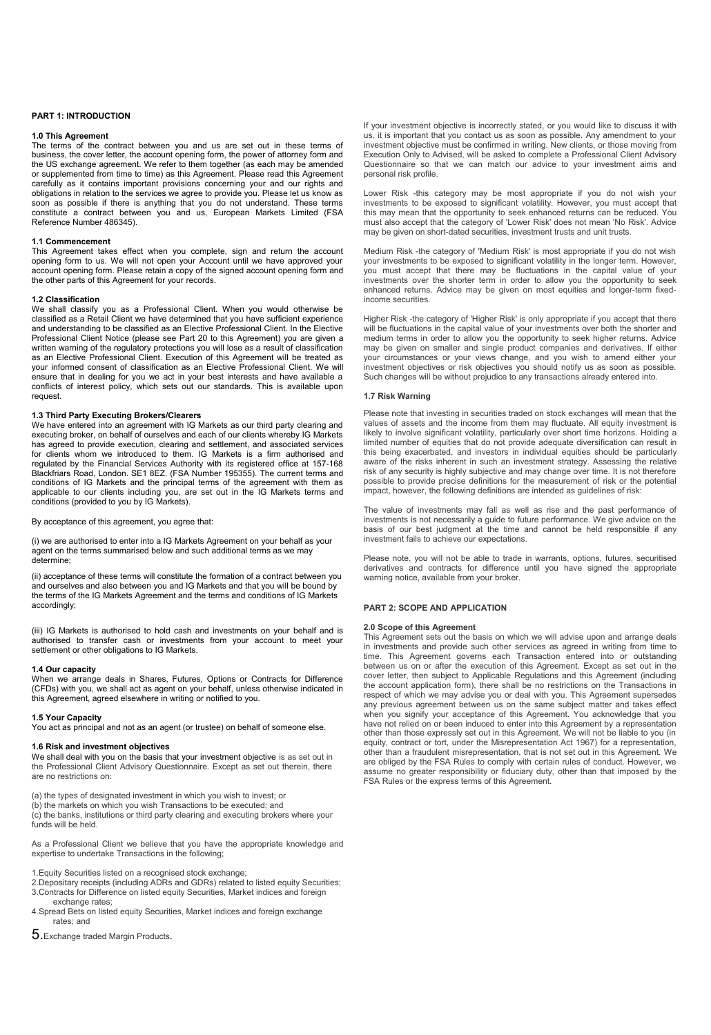## PART 1: INTRODUCTION

### 1.0 This Agreement

The terms of the contract between you and us are set out in these terms of business, the cover letter, the account opening form, the power of attorney form and the US exchange agreement. We refer to them together (as each may be amended or supplemented from time to time) as this Agreement. Please read this Agreement carefully as it contains important provisions concerning your and our rights and obligations in relation to the services we agree to provide you. Please let us know as soon as possible if there is anything that you do not understand. These terms constitute a contract between you and us, European Markets Limited (FSA Reference Number 486345).

### 1.1 Commencement

This Agreement takes effect when you complete, sign and return the account opening form to us. We will not open your Account until we have approved your account opening form. Please retain a copy of the signed account opening form and the other parts of this Agreement for your records.

### 1.2 Classification

We shall classify you as a Professional Client. When you would otherwise be classified as a Retail Client we have determined that you have sufficient experience and understanding to be classified as an Elective Professional Client. In the Elective Professional Client Notice (please see Part 20 to this Agreement) you are given a written warning of the regulatory protections you will lose as a result of classification as an Elective Professional Client. Execution of this Agreement will be treated as your informed consent of classification as an Elective Professional Client. We will ensure that in dealing for you we act in your best interests and have available a conflicts of interest policy, which sets out our standards. This is available upon request.

### 1.3 Third Party Executing Brokers/Clearers

We have entered into an agreement with IG Markets as our third party clearing and executing broker, on behalf of ourselves and each of our clients whereby IG Markets has agreed to provide execution, clearing and settlement, and associated services for clients whom we introduced to them. IG Markets is a firm authorised and regulated by the Financial Services Authority with its registered office at 157-168 Blackfriars Road, London. SE1 8EZ. (FSA Number 195355). The current terms and conditions of IG Markets and the principal terms of the agreement with them as applicable to our clients including you, are set out in the IG Markets terms and conditions (provided to you by IG Markets).

By acceptance of this agreement, you agree that:

(i) we are authorised to enter into a IG Markets Agreement on your behalf as your agent on the terms summarised below and such additional terms as we may determine;

(ii) acceptance of these terms will constitute the formation of a contract between you and ourselves and also between you and IG Markets and that you will be bound by the terms of the IG Markets Agreement and the terms and conditions of IG Markets accordingly;

(iii) IG Markets is authorised to hold cash and investments on your behalf and is authorised to transfer cash or investments from your account to meet your settlement or other obligations to IG Markets.

### 1.4 Our capacity

When we arrange deals in Shares, Futures, Options or Contracts for Difference (CFDs) with you, we shall act as agent on your behalf, unless otherwise indicated in this Agreement, agreed elsewhere in writing or notified to you.

### 1.5 Your Capacity

You act as principal and not as an agent (or trustee) on behalf of someone else.

### 1.6 Risk and investment objectives

We shall deal with you on the basis that your investment objective is as set out in the Professional Client Advisory Questionnaire. Except as set out therein, there are no restrictions on:

(a) the types of designated investment in which you wish to invest; or
(b) the markets on which you wish Transactions to be executed; and
(c) the banks, institutions or third party clearing and executing brokers where your funds will be held.

As a Professional Client we believe that you have the appropriate knowledge and expertise to undertake Transactions in the following;

1. Equity Securities listed on a recognised stock exchange;
2. Depositary receipts (including ADRs and GDRs) related to listed equity Securities;
3. Contracts for Difference on listed equity Securities, Market indices and foreign exchange rates;
4. Spread Bets on listed equity Securities, Market indices and foreign exchange rates; and
5. Exchange traded Margin Products.

If your investment objective is incorrectly stated, or you would like to discuss it with us, it is important that you contact us as soon as possible. Any amendment to your investment objective must be confirmed in writing. New clients, or those moving from Execution Only to Advised, will be asked to complete a Professional Client Advisory Questionnaire so that we can match our advice to your investment aims and personal risk profile.

Lower Risk -this category may be most appropriate if you do not wish your investments to be exposed to significant volatility. However, you must accept that this may mean that the opportunity to seek enhanced returns can be reduced. You must also accept that the category of 'Lower Risk' does not mean 'No Risk'. Advice may be given on short-dated securities, investment trusts and unit trusts.

Medium Risk -the category of 'Medium Risk' is most appropriate if you do not wish your investments to be exposed to significant volatility in the longer term. However, you must accept that there may be fluctuations in the capital value of your investments over the shorter term in order to allow you the opportunity to seek enhanced returns. Advice may be given on most equities and longer-term fixed-income securities.

Higher Risk -the category of 'Higher Risk' is only appropriate if you accept that there will be fluctuations in the capital value of your investments over both the shorter and medium terms in order to allow you the opportunity to seek higher returns. Advice may be given on smaller and single product companies and derivatives. If either your circumstances or your views change, and you wish to amend either your investment objectives or risk objectives you should notify us as soon as possible. Such changes will be without prejudice to any transactions already entered into.

### 1.7 Risk Warning

Please note that investing in securities traded on stock exchanges will mean that the values of assets and the income from them may fluctuate. All equity investment is likely to involve significant volatility, particularly over short time horizons. Holding a limited number of equities that do not provide adequate diversification can result in this being exacerbated, and investors in individual equities should be particularly aware of the risks inherent in such an investment strategy. Assessing the relative risk of any security is highly subjective and may change over time. It is not therefore possible to provide precise definitions for the measurement of risk or the potential impact, however, the following definitions are intended as guidelines of risk:

The value of investments may fall as well as rise and the past performance of investments is not necessarily a guide to future performance. We give advice on the basis of our best judgment at the time and cannot be held responsible if any investment fails to achieve our expectations.

Please note, you will not be able to trade in warrants, options, futures, securitised derivatives and contracts for difference until you have signed the appropriate warning notice, available from your broker.

## PART 2: SCOPE AND APPLICATION

### 2.0 Scope of this Agreement

This Agreement sets out the basis on which we will advise upon and arrange deals in investments and provide such other services as agreed in writing from time to time. This Agreement governs each Transaction entered into or outstanding between us on or after the execution of this Agreement. Except as set out in the cover letter, then subject to Applicable Regulations and this Agreement (including the account application form), there shall be no restrictions on the Transactions in respect of which we may advise you or deal with you. This Agreement supersedes any previous agreement between us on the same subject matter and takes effect when you signify your acceptance of this Agreement. You acknowledge that you have not relied on or been induced to enter into this Agreement by a representation other than those expressly set out in this Agreement. We will not be liable to you (in equity, contract or tort, under the Misrepresentation Act 1967) for a representation, other than a fraudulent misrepresentation, that is not set out in this Agreement. We are obliged by the FSA Rules to comply with certain rules of conduct. However, we assume no greater responsibility or fiduciary duty, other than that imposed by the FSA Rules or the express terms of this Agreement.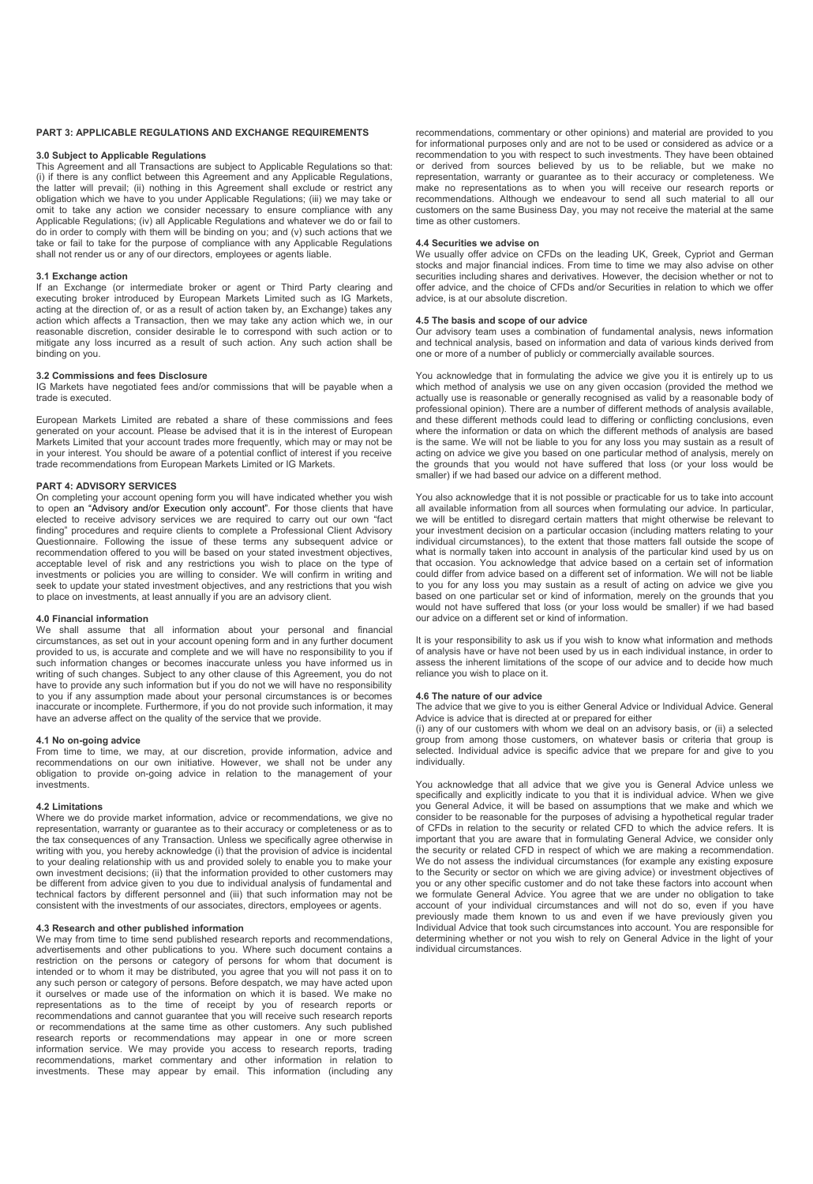## PART 3: APPLICABLE REGULATIONS AND EXCHANGE REQUIREMENTS

### 3.0 Subject to Applicable Regulations

This Agreement and all Transactions are subject to Applicable Regulations so that: (i) if there is any conflict between this Agreement and any Applicable Regulations, the latter will prevail; (ii) nothing in this Agreement shall exclude or restrict any obligation which we have to you under Applicable Regulations; (iii) we may take or omit to take any action we consider necessary to ensure compliance with any Applicable Regulations; (iv) all Applicable Regulations and whatever we do or fail to do in order to comply with them will be binding on you; and (v) such actions that we take or fail to take for the purpose of compliance with any Applicable Regulations shall not render us or any of our directors, employees or agents liable.

### 3.1 Exchange action

If an Exchange (or intermediate broker or agent or Third Party clearing and executing broker introduced by European Markets Limited such as IG Markets, acting at the direction of, or as a result of action taken by, an Exchange) takes any action which affects a Transaction, then we may take any action which we, in our reasonable discretion, consider desirable le to correspond with such action or to mitigate any loss incurred as a result of such action. Any such action shall be binding on you.

### 3.2 Commissions and fees Disclosure

IG Markets have negotiated fees and/or commissions that will be payable when a trade is executed.

European Markets Limited are rebated a share of these commissions and fees generated on your account. Please be advised that it is in the interest of European Markets Limited that your account trades more frequently, which may or may not be in your interest. You should be aware of a potential conflict of interest if you receive trade recommendations from European Markets Limited or IG Markets.

## PART 4: ADVISORY SERVICES

On completing your account opening form you will have indicated whether you wish to open an "Advisory and/or Execution only account". For those clients that have elected to receive advisory services we are required to carry out our own "fact finding" procedures and require clients to complete a Professional Client Advisory Questionnaire. Following the issue of these terms any subsequent advice or recommendation offered to you will be based on your stated investment objectives, acceptable level of risk and any restrictions you wish to place on the type of investments or policies you are willing to consider. We will confirm in writing and seek to update your stated investment objectives, and any restrictions that you wish to place on investments, at least annually if you are an advisory client.

### 4.0 Financial information

We shall assume that all information about your personal and financial circumstances, as set out in your account opening form and in any further document provided to us, is accurate and complete and we will have no responsibility to you if such information changes or becomes inaccurate unless you have informed us in writing of such changes. Subject to any other clause of this Agreement, you do not have to provide any such information but if you do not we will have no responsibility to you if any assumption made about your personal circumstances is or becomes inaccurate or incomplete. Furthermore, if you do not provide such information, it may have an adverse affect on the quality of the service that we provide.

### 4.1 No on-going advice

From time to time, we may, at our discretion, provide information, advice and recommendations on our own initiative. However, we shall not be under any obligation to provide on-going advice in relation to the management of your investments.

### 4.2 Limitations

Where we do provide market information, advice or recommendations, we give no representation, warranty or guarantee as to their accuracy or completeness or as to the tax consequences of any Transaction. Unless we specifically agree otherwise in writing with you, you hereby acknowledge (i) that the provision of advice is incidental to your dealing relationship with us and provided solely to enable you to make your own investment decisions; (ii) that the information provided to other customers may be different from advice given to you due to individual analysis of fundamental and technical factors by different personnel and (iii) that such information may not be consistent with the investments of our associates, directors, employees or agents.

### 4.3 Research and other published information

We may from time to time send published research reports and recommendations, advertisements and other publications to you. Where such document contains a restriction on the persons or category of persons for whom that document is intended or to whom it may be distributed, you agree that you will not pass it on to any such person or category of persons. Before despatch, we may have acted upon it ourselves or made use of the information on which it is based. We make no representations as to the time of receipt by you of research reports or recommendations and cannot guarantee that you will receive such research reports or recommendations at the same time as other customers. Any such published research reports or recommendations may appear in one or more screen information service. We may provide you access to research reports, trading recommendations, market commentary and other information in relation to investments. These may appear by email. This information (including any recommendations, commentary or other opinions) and material are provided to you for informational purposes only and are not to be used or considered as advice or a recommendation to you with respect to such investments. They have been obtained or derived from sources believed by us to be reliable, but we make no representation, warranty or guarantee as to their accuracy or completeness. We make no representations as to when you will receive our research reports or recommendations. Although we endeavour to send all such material to all our customers on the same Business Day, you may not receive the material at the same time as other customers.

### 4.4 Securities we advise on

We usually offer advice on CFDs on the leading UK, Greek, Cypriot and German stocks and major financial indices. From time to time we may also advise on other securities including shares and derivatives. However, the decision whether or not to offer advice, and the choice of CFDs and/or Securities in relation to which we offer advice, is at our absolute discretion.

### 4.5 The basis and scope of our advice

Our advisory team uses a combination of fundamental analysis, news information and technical analysis, based on information and data of various kinds derived from one or more of a number of publicly or commercially available sources.

You acknowledge that in formulating the advice we give you it is entirely up to us which method of analysis we use on any given occasion (provided the method we actually use is reasonable or generally recognised as valid by a reasonable body of professional opinion). There are a number of different methods of analysis available, and these different methods could lead to differing or conflicting conclusions, even where the information or data on which the different methods of analysis are based is the same. We will not be liable to you for any loss you may sustain as a result of acting on advice we give you based on one particular method of analysis, merely on the grounds that you would not have suffered that loss (or your loss would be smaller) if we had based our advice on a different method.

You also acknowledge that it is not possible or practicable for us to take into account all available information from all sources when formulating our advice. In particular, we will be entitled to disregard certain matters that might otherwise be relevant to your investment decision on a particular occasion (including matters relating to your individual circumstances), to the extent that those matters fall outside the scope of what is normally taken into account in analysis of the particular kind used by us on that occasion. You acknowledge that advice based on a certain set of information could differ from advice based on a different set of information. We will not be liable to you for any loss you may sustain as a result of acting on advice we give you based on one particular set or kind of information, merely on the grounds that you would not have suffered that loss (or your loss would be smaller) if we had based our advice on a different set or kind of information.

It is your responsibility to ask us if you wish to know what information and methods of analysis have or have not been used by us in each individual instance, in order to assess the inherent limitations of the scope of our advice and to decide how much reliance you wish to place on it.

### 4.6 The nature of our advice

The advice that we give to you is either General Advice or Individual Advice. General Advice is advice that is directed at or prepared for either

(i) any of our customers with whom we deal on an advisory basis, or (ii) a selected group from among those customers, on whatever basis or criteria that group is selected. Individual advice is specific advice that we prepare for and give to you individually.

You acknowledge that all advice that we give you is General Advice unless we specifically and explicitly indicate to you that it is individual advice. When we give you General Advice, it will be based on assumptions that we make and which we consider to be reasonable for the purposes of advising a hypothetical regular trader of CFDs in relation to the security or related CFD to which the advice refers. It is important that you are aware that in formulating General Advice, we consider only the security or related CFD in respect of which we are making a recommendation. We do not assess the individual circumstances (for example any existing exposure to the Security or sector on which we are giving advice) or investment objectives of you or any other specific customer and do not take these factors into account when we formulate General Advice. You agree that we are under no obligation to take account of your individual circumstances and will not do so, even if you have previously made them known to us and even if we have previously given you Individual Advice that took such circumstances into account. You are responsible for determining whether or not you wish to rely on General Advice in the light of your individual circumstances.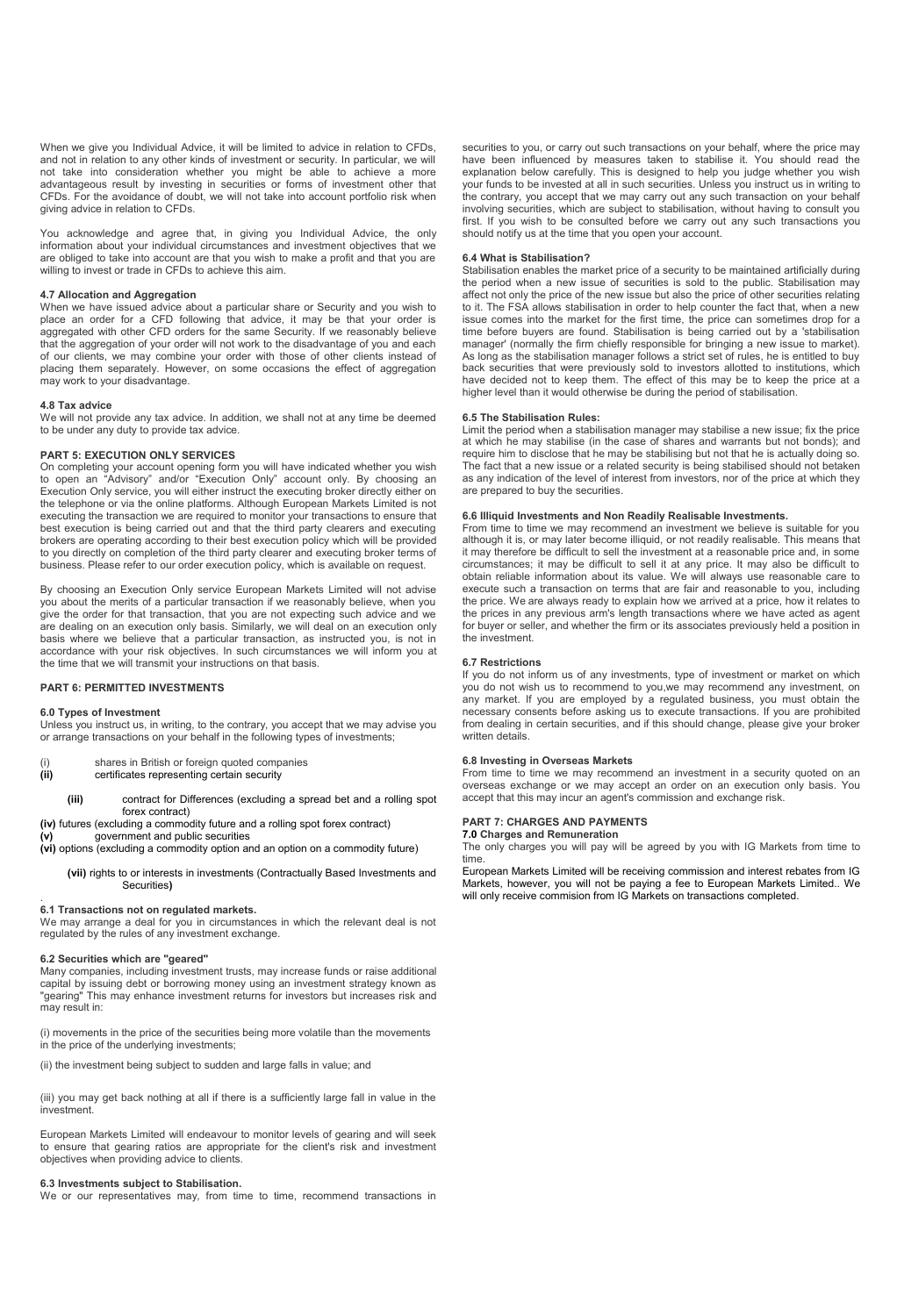When we give you Individual Advice, it will be limited to advice in relation to CFDs, and not in relation to any other kinds of investment or security. In particular, we will not take into consideration whether you might be able to achieve a more advantageous result by investing in securities or forms of investment other that CFDs. For the avoidance of doubt, we will not take into account portfolio risk when giving advice in relation to CFDs.

You acknowledge and agree that, in giving you Individual Advice, the only information about your individual circumstances and investment objectives that we are obliged to take into account are that you wish to make a profit and that you are willing to invest or trade in CFDs to achieve this aim.

**4.7 Allocation and Aggregation**

When we have issued advice about a particular share or Security and you wish to place an order for a CFD following that advice, it may be that your order is aggregated with other CFD orders for the same Security. If we reasonably believe that the aggregation of your order will not work to the disadvantage of you and each of our clients, we may combine your order with those of other clients instead of placing them separately. However, on some occasions the effect of aggregation may work to your disadvantage.

**4.8 Tax advice**

We will not provide any tax advice. In addition, we shall not at any time be deemed to be under any duty to provide tax advice.

**PART 5: EXECUTION ONLY SERVICES**

On completing your account opening form you will have indicated whether you wish to open an "Advisory" and/or "Execution Only" account only. By choosing an Execution Only service, you will either instruct the executing broker directly either on the telephone or via the online platforms. Although European Markets Limited is not executing the transaction we are required to monitor your transactions to ensure that best execution is being carried out and that the third party clearers and executing brokers are operating according to their best execution policy which will be provided to you directly on completion of the third party clearer and executing broker terms of business. Please refer to our order execution policy, which is available on request.

By choosing an Execution Only service European Markets Limited will not advise you about the merits of a particular transaction if we reasonably believe, when you give the order for that transaction, that you are not expecting such advice and we are dealing on an execution only basis. Similarly, we will deal on an execution only basis where we believe that a particular transaction, as instructed you, is not in accordance with your risk objectives. In such circumstances we will inform you at the time that we will transmit your instructions on that basis.

**PART 6: PERMITTED INVESTMENTS**

**6.0 Types of Investment**

Unless you instruct us, in writing, to the contrary, you accept that we may advise you or arrange transactions on your behalf in the following types of investments;

(i) shares in British or foreign quoted companies
**(ii)** certificates representing certain security
**(iii)** contract for Differences (excluding a spread bet and a rolling spot forex contract)
**(iv)** futures (excluding a commodity future and a rolling spot forex contract)
**(v)** government and public securities
**(vi)** options (excluding a commodity option and an option on a commodity future)
**(vii)** rights to or interests in investments (Contractually Based Investments and Securities**)**

**6.1 Transactions not on regulated markets.**

We may arrange a deal for you in circumstances in which the relevant deal is not regulated by the rules of any investment exchange.

**6.2 Securities which are "geared"**

Many companies, including investment trusts, may increase funds or raise additional capital by issuing debt or borrowing money using an investment strategy known as "gearing" This may enhance investment returns for investors but increases risk and may result in:

(i) movements in the price of the securities being more volatile than the movements in the price of the underlying investments;

(ii) the investment being subject to sudden and large falls in value; and

(iii) you may get back nothing at all if there is a sufficiently large fall in value in the investment.

European Markets Limited will endeavour to monitor levels of gearing and will seek to ensure that gearing ratios are appropriate for the client's risk and investment objectives when providing advice to clients.

**6.3 Investments subject to Stabilisation.**

We or our representatives may, from time to time, recommend transactions in securities to you, or carry out such transactions on your behalf, where the price may have been influenced by measures taken to stabilise it. You should read the explanation below carefully. This is designed to help you judge whether you wish your funds to be invested at all in such securities. Unless you instruct us in writing to the contrary, you accept that we may carry out any such transaction on your behalf involving securities, which are subject to stabilisation, without having to consult you first. If you wish to be consulted before we carry out any such transactions you should notify us at the time that you open your account.

**6.4 What is Stabilisation?**

Stabilisation enables the market price of a security to be maintained artificially during the period when a new issue of securities is sold to the public. Stabilisation may affect not only the price of the new issue but also the price of other securities relating to it. The FSA allows stabilisation in order to help counter the fact that, when a new issue comes into the market for the first time, the price can sometimes drop for a time before buyers are found. Stabilisation is being carried out by a 'stabilisation manager' (normally the firm chiefly responsible for bringing a new issue to market). As long as the stabilisation manager follows a strict set of rules, he is entitled to buy back securities that were previously sold to investors allotted to institutions, which have decided not to keep them. The effect of this may be to keep the price at a higher level than it would otherwise be during the period of stabilisation.

**6.5 The Stabilisation Rules:**

Limit the period when a stabilisation manager may stabilise a new issue; fix the price at which he may stabilise (in the case of shares and warrants but not bonds); and require him to disclose that he may be stabilising but not that he is actually doing so. The fact that a new issue or a related security is being stabilised should not betaken as any indication of the level of interest from investors, nor of the price at which they are prepared to buy the securities.

**6.6 Illiquid Investments and Non Readily Realisable Investments.**

From time to time we may recommend an investment we believe is suitable for you although it is, or may later become illiquid, or not readily realisable. This means that it may therefore be difficult to sell the investment at a reasonable price and, in some circumstances; it may be difficult to sell it at any price. It may also be difficult to obtain reliable information about its value. We will always use reasonable care to execute such a transaction on terms that are fair and reasonable to you, including the price. We are always ready to explain how we arrived at a price, how it relates to the prices in any previous arm's length transactions where we have acted as agent for buyer or seller, and whether the firm or its associates previously held a position in the investment.

**6.7 Restrictions**

If you do not inform us of any investments, type of investment or market on which you do not wish us to recommend to you,we may recommend any investment, on any market. If you are employed by a regulated business, you must obtain the necessary consents before asking us to execute transactions. If you are prohibited from dealing in certain securities, and if this should change, please give your broker written details.

**6.8 Investing in Overseas Markets**

From time to time we may recommend an investment in a security quoted on an overseas exchange or we may accept an order on an execution only basis. You accept that this may incur an agent's commission and exchange risk.

**PART 7: CHARGES AND PAYMENTS**

**7.0 Charges and Remuneration**

The only charges you will pay will be agreed by you with IG Markets from time to time.

European Markets Limited will be receiving commission and interest rebates from IG Markets, however, you will not be paying a fee to European Markets Limited.. We will only receive commision from IG Markets on transactions completed.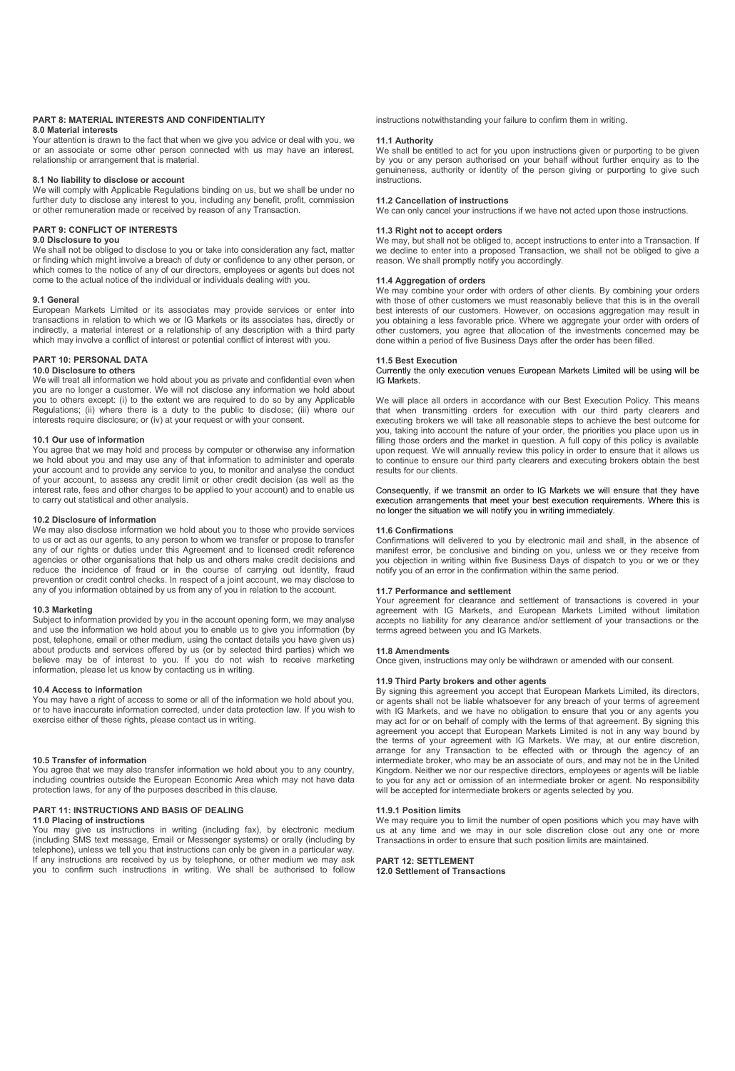## PART 8: MATERIAL INTERESTS AND CONFIDENTIALITY

### 8.0 Material interests

Your attention is drawn to the fact that when we give you advice or deal with you, we or an associate or some other person connected with us may have an interest, relationship or arrangement that is material.

### 8.1 No liability to disclose or account

We will comply with Applicable Regulations binding on us, but we shall be under no further duty to disclose any interest to you, including any benefit, profit, commission or other remuneration made or received by reason of any Transaction.

## PART 9: CONFLICT OF INTERESTS

### 9.0 Disclosure to you

We shall not be obliged to disclose to you or take into consideration any fact, matter or finding which might involve a breach of duty or confidence to any other person, or which comes to the notice of any of our directors, employees or agents but does not come to the actual notice of the individual or individuals dealing with you.

### 9.1 General

European Markets Limited or its associates may provide services or enter into transactions in relation to which we or IG Markets or its associates has, directly or indirectly, a material interest or a relationship of any description with a third party which may involve a conflict of interest or potential conflict of interest with you.

## PART 10: PERSONAL DATA

### 10.0 Disclosure to others

We will treat all information we hold about you as private and confidential even when you are no longer a customer. We will not disclose any information we hold about you to others except: (i) to the extent we are required to do so by any Applicable Regulations; (ii) where there is a duty to the public to disclose; (iii) where our interests require disclosure; or (iv) at your request or with your consent.

### 10.1 Our use of information

You agree that we may hold and process by computer or otherwise any information we hold about you and may use any of that information to administer and operate your account and to provide any service to you, to monitor and analyse the conduct of your account, to assess any credit limit or other credit decision (as well as the interest rate, fees and other charges to be applied to your account) and to enable us to carry out statistical and other analysis.

### 10.2 Disclosure of information

We may also disclose information we hold about you to those who provide services to us or act as our agents, to any person to whom we transfer or propose to transfer any of our rights or duties under this Agreement and to licensed credit reference agencies or other organisations that help us and others make credit decisions and reduce the incidence of fraud or in the course of carrying out identity, fraud prevention or credit control checks. In respect of a joint account, we may disclose to any of you information obtained by us from any of you in relation to the account.

### 10.3 Marketing

Subject to information provided by you in the account opening form, we may analyse and use the information we hold about you to enable us to give you information (by post, telephone, email or other medium, using the contact details you have given us) about products and services offered by us (or by selected third parties) which we believe may be of interest to you. If you do not wish to receive marketing information, please let us know by contacting us in writing.

### 10.4 Access to information

You may have a right of access to some or all of the information we hold about you, or to have inaccurate information corrected, under data protection law. If you wish to exercise either of these rights, please contact us in writing.

### 10.5 Transfer of information

You agree that we may also transfer information we hold about you to any country, including countries outside the European Economic Area which may not have data protection laws, for any of the purposes described in this clause.

## PART 11: INSTRUCTIONS AND BASIS OF DEALING

### 11.0 Placing of instructions

You may give us instructions in writing (including fax), by electronic medium (including SMS text message, Email or Messenger systems) or orally (including by telephone), unless we tell you that instructions can only be given in a particular way. If any instructions are received by us by telephone, or other medium we may ask you to confirm such instructions in writing. We shall be authorised to follow instructions notwithstanding your failure to confirm them in writing.

### 11.1 Authority

We shall be entitled to act for you upon instructions given or purporting to be given by you or any person authorised on your behalf without further enquiry as to the genuineness, authority or identity of the person giving or purporting to give such instructions.

### 11.2 Cancellation of instructions

We can only cancel your instructions if we have not acted upon those instructions.

### 11.3 Right not to accept orders

We may, but shall not be obliged to, accept instructions to enter into a Transaction. If we decline to enter into a proposed Transaction, we shall not be obliged to give a reason. We shall promptly notify you accordingly.

### 11.4 Aggregation of orders

We may combine your order with orders of other clients. By combining your orders with those of other customers we must reasonably believe that this is in the overall best interests of our customers. However, on occasions aggregation may result in you obtaining a less favorable price. Where we aggregate your order with orders of other customers, you agree that allocation of the investments concerned may be done within a period of five Business Days after the order has been filled.

### 11.5 Best Execution

Currently the only execution venues European Markets Limited will be using will be IG Markets.

We will place all orders in accordance with our Best Execution Policy. This means that when transmitting orders for execution with our third party clearers and executing brokers we will take all reasonable steps to achieve the best outcome for you, taking into account the nature of your order, the priorities you place upon us in filling those orders and the market in question. A full copy of this policy is available upon request. We will annually review this policy in order to ensure that it allows us to continue to ensure our third party clearers and executing brokers obtain the best results for our clients.

Consequently, if we transmit an order to IG Markets we will ensure that they have execution arrangements that meet your best execution requirements. Where this is no longer the situation we will notify you in writing immediately.

### 11.6 Confirmations

Confirmations will delivered to you by electronic mail and shall, in the absence of manifest error, be conclusive and binding on you, unless we or they receive from you objection in writing within five Business Days of dispatch to you or we or they notify you of an error in the confirmation within the same period.

### 11.7 Performance and settlement

Your agreement for clearance and settlement of transactions is covered in your agreement with IG Markets, and European Markets Limited without limitation accepts no liability for any clearance and/or settlement of your transactions or the terms agreed between you and IG Markets.

### 11.8 Amendments

Once given, instructions may only be withdrawn or amended with our consent.

### 11.9 Third Party brokers and other agents

By signing this agreement you accept that European Markets Limited, its directors, or agents shall not be liable whatsoever for any breach of your terms of agreement with IG Markets, and we have no obligation to ensure that you or any agents you may act for or on behalf of comply with the terms of that agreement. By signing this agreement you accept that European Markets Limited is not in any way bound by the terms of your agreement with IG Markets. We may, at our entire discretion, arrange for any Transaction to be effected with or through the agency of an intermediate broker, who may be an associate of ours, and may not be in the United Kingdom. Neither we nor our respective directors, employees or agents will be liable to you for any act or omission of an intermediate broker or agent. No responsibility will be accepted for intermediate brokers or agents selected by you.

#### 11.9.1 Position limits

We may require you to limit the number of open positions which you may have with us at any time and we may in our sole discretion close out any one or more Transactions in order to ensure that such position limits are maintained.

## PART 12: SETTLEMENT

### 12.0 Settlement of Transactions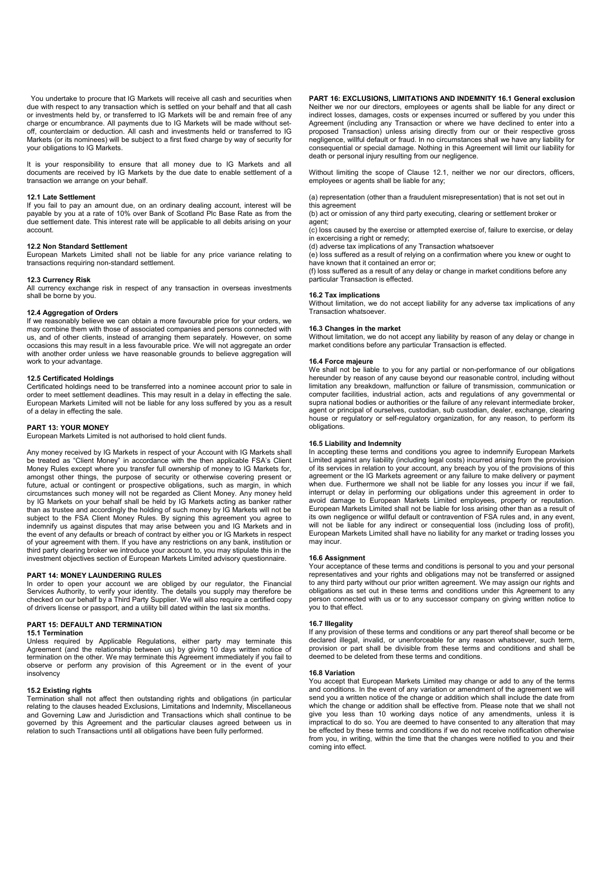You undertake to procure that IG Markets will receive all cash and securities when due with respect to any transaction which is settled on your behalf and that all cash or investments held by, or transferred to IG Markets will be and remain free of any charge or encumbrance. All payments due to IG Markets will be made without set-off, counterclaim or deduction. All cash and investments held or transferred to IG Markets (or its nominees) will be subject to a first fixed charge by way of security for your obligations to IG Markets.

It is your responsibility to ensure that all money due to IG Markets and all documents are received by IG Markets by the due date to enable settlement of a transaction we arrange on your behalf.

**12.1 Late Settlement**
If you fail to pay an amount due, on an ordinary dealing account, interest will be payable by you at a rate of 10% over Bank of Scotland Plc Base Rate as from the due settlement date. This interest rate will be applicable to all debits arising on your account.

**12.2 Non Standard Settlement**
European Markets Limited shall not be liable for any price variance relating to transactions requiring non-standard settlement.

**12.3 Currency Risk**
All currency exchange risk in respect of any transaction in overseas investments shall be borne by you.

**12.4 Aggregation of Orders**
If we reasonably believe we can obtain a more favourable price for your orders, we may combine them with those of associated companies and persons connected with us, and of other clients, instead of arranging them separately. However, on some occasions this may result in a less favourable price. We will not aggregate an order with another order unless we have reasonable grounds to believe aggregation will work to your advantage.

**12.5 Certificated Holdings**
Certificated holdings need to be transferred into a nominee account prior to sale in order to meet settlement deadlines. This may result in a delay in effecting the sale. European Markets Limited will not be liable for any loss suffered by you as a result of a delay in effecting the sale.

## PART 13: YOUR MONEY

European Markets Limited is not authorised to hold client funds.

Any money received by IG Markets in respect of your Account with IG Markets shall be treated as "Client Money" in accordance with the then applicable FSA's Client Money Rules except where you transfer full ownership of money to IG Markets for, amongst other things, the purpose of security or otherwise covering present or future, actual or contingent or prospective obligations, such as margin, in which circumstances such money will not be regarded as Client Money. Any money held by IG Markets on your behalf shall be held by IG Markets acting as banker rather than as trustee and accordingly the holding of such money by IG Markets will not be subject to the FSA Client Money Rules. By signing this agreement you agree to indemnify us against disputes that may arise between you and IG Markets and in the event of any defaults or breach of contract by either you or IG Markets in respect of your agreement with them. If you have any restrictions on any bank, institution or third party clearing broker we introduce your account to, you may stipulate this in the investment objectives section of European Markets Limited advisory questionnaire.

## PART 14: MONEY LAUNDERING RULES

In order to open your account we are obliged by our regulator, the Financial Services Authority, to verify your identity. The details you supply may therefore be checked on our behalf by a Third Party Supplier. We will also require a certified copy of drivers license or passport, and a utility bill dated within the last six months.

## PART 15: DEFAULT AND TERMINATION

**15.1 Termination**
Unless required by Applicable Regulations, either party may terminate this Agreement (and the relationship between us) by giving 10 days written notice of termination on the other. We may terminate this Agreement immediately if you fail to observe or perform any provision of this Agreement or in the event of your insolvency

**15.2 Existing rights**
Termination shall not affect then outstanding rights and obligations (in particular relating to the clauses headed Exclusions, Limitations and Indemnity, Miscellaneous and Governing Law and Jurisdiction and Transactions which shall continue to be governed by this Agreement and the particular clauses agreed between us in relation to such Transactions until all obligations have been fully performed.

## PART 16: EXCLUSIONS, LIMITATIONS AND INDEMNITY

**16.1 General exclusion**
Neither we nor our directors, employees or agents shall be liable for any direct or indirect losses, damages, costs or expenses incurred or suffered by you under this Agreement (including any Transaction or where we have declined to enter into a proposed Transaction) unless arising directly from our or their respective gross negligence, willful default or fraud. In no circumstances shall we have any liability for consequential or special damage. Nothing in this Agreement will limit our liability for death or personal injury resulting from our negligence.

Without limiting the scope of Clause 12.1, neither we nor our directors, officers, employees or agents shall be liable for any;

(a) representation (other than a fraudulent misrepresentation) that is not set out in this agreement
(b) act or omission of any third party executing, clearing or settlement broker or agent;
(c) loss caused by the exercise or attempted exercise of, failure to exercise, or delay in excercising a right or remedy;
(d) adverse tax implications of any Transaction whatsoever
(e) loss suffered as a result of relying on a confirmation where you knew or ought to have known that it contained an error or;
(f) loss suffered as a result of any delay or change in market conditions before any particular Transaction is effected.

**16.2 Tax implications**
Without limitation, we do not accept liability for any adverse tax implications of any Transaction whatsoever.

**16.3 Changes in the market**
Without limitation, we do not accept any liability by reason of any delay or change in market conditions before any particular Transaction is effected.

**16.4 Force majeure**
We shall not be liable to you for any partial or non-performance of our obligations hereunder by reason of any cause beyond our reasonable control, including without limitation any breakdown, malfunction or failure of transmission, communication or computer facilities, industrial action, acts and regulations of any governmental or supra national bodies or authorities or the failure of any relevant intermediate broker, agent or principal of ourselves, custodian, sub custodian, dealer, exchange, clearing house or regulatory or self-regulatory organization, for any reason, to perform its obligations.

**16.5 Liability and Indemnity**
In accepting these terms and conditions you agree to indemnify European Markets Limited against any liability (including legal costs) incurred arising from the provision of its services in relation to your account, any breach by you of the provisions of this agreement or the IG Markets agreement or any failure to make delivery or payment when due. Furthermore we shall not be liable for any losses you incur if we fail, interrupt or delay in performing our obligations under this agreement in order to avoid damage to European Markets Limited employees, property or reputation. European Markets Limited shall not be liable for loss arising other than as a result of its own negligence or willful default or contravention of FSA rules and, in any event, will not be liable for any indirect or consequential loss (including loss of profit), European Markets Limited shall have no liability for any market or trading losses you may incur.

**16.6 Assignment**
Your acceptance of these terms and conditions is personal to you and your personal representatives and your rights and obligations may not be transferred or assigned to any third party without our prior written agreement. We may assign our rights and obligations as set out in these terms and conditions under this Agreement to any person connected with us or to any successor company on giving written notice to you to that effect.

**16.7 Illegality**
If any provision of these terms and conditions or any part thereof shall become or be declared illegal, invalid, or unenforceable for any reason whatsoever, such term, provision or part shall be divisible from these terms and conditions and shall be deemed to be deleted from these terms and conditions.

**16.8 Variation**
You accept that European Markets Limited may change or add to any of the terms and conditions. In the event of any variation or amendment of the agreement we will send you a written notice of the change or addition which shall include the date from which the change or addition shall be effective from. Please note that we shall not give you less than 10 working days notice of any amendments, unless it is impractical to do so. You are deemed to have consented to any alteration that may be effected by these terms and conditions if we do not receive notification otherwise from you, in writing, within the time that the changes were notified to you and their coming into effect.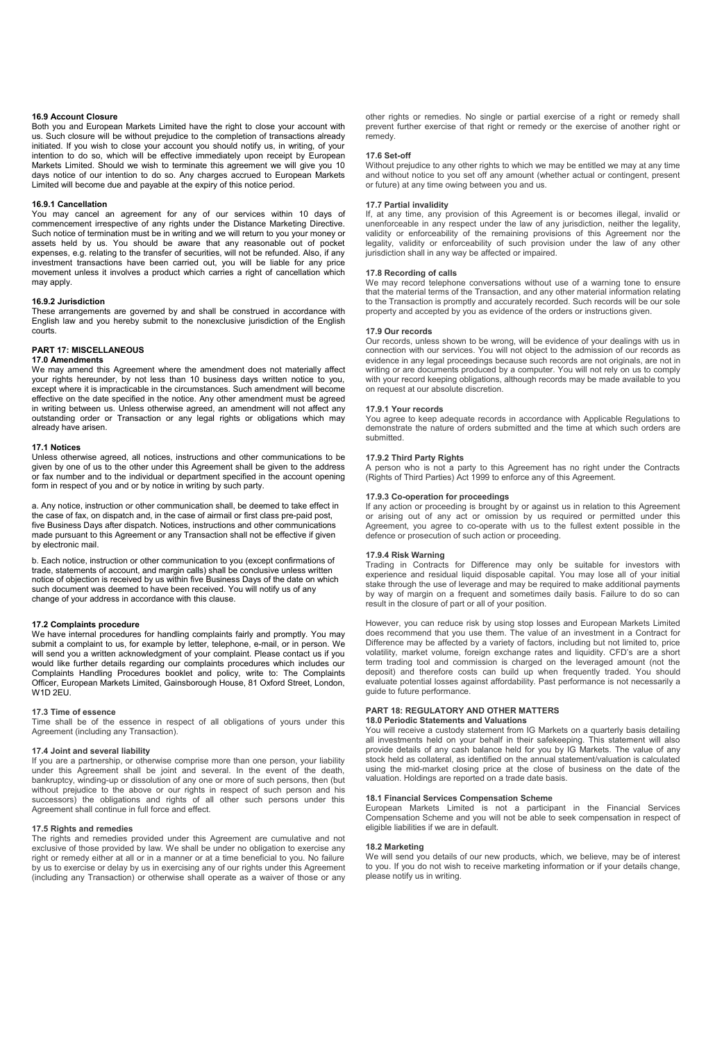#### 16.9 Account Closure

Both you and European Markets Limited have the right to close your account with us. Such closure will be without prejudice to the completion of transactions already initiated. If you wish to close your account you should notify us, in writing, of your intention to do so, which will be effective immediately upon receipt by European Markets Limited. Should we wish to terminate this agreement we will give you 10 days notice of our intention to do so. Any charges accrued to European Markets Limited will become due and payable at the expiry of this notice period.

#### 16.9.1 Cancellation

You may cancel an agreement for any of our services within 10 days of commencement irrespective of any rights under the Distance Marketing Directive. Such notice of termination must be in writing and we will return to you your money or assets held by us. You should be aware that any reasonable out of pocket expenses, e.g. relating to the transfer of securities, will not be refunded. Also, if any investment transactions have been carried out, you will be liable for any price movement unless it involves a product which carries a right of cancellation which may apply.

#### 16.9.2 Jurisdiction

These arrangements are governed by and shall be construed in accordance with English law and you hereby submit to the nonexclusive jurisdiction of the English courts.

### PART 17: MISCELLANEOUS

#### 17.0 Amendments

We may amend this Agreement where the amendment does not materially affect your rights hereunder, by not less than 10 business days written notice to you, except where it is impracticable in the circumstances. Such amendment will become effective on the date specified in the notice. Any other amendment must be agreed in writing between us. Unless otherwise agreed, an amendment will not affect any outstanding order or Transaction or any legal rights or obligations which may already have arisen.

#### 17.1 Notices

Unless otherwise agreed, all notices, instructions and other communications to be given by one of us to the other under this Agreement shall be given to the address or fax number and to the individual or department specified in the account opening form in respect of you and or by notice in writing by such party.

a. Any notice, instruction or other communication shall, be deemed to take effect in the case of fax, on dispatch and, in the case of airmail or first class pre-paid post, five Business Days after dispatch. Notices, instructions and other communications made pursuant to this Agreement or any Transaction shall not be effective if given by electronic mail.

b. Each notice, instruction or other communication to you (except confirmations of trade, statements of account, and margin calls) shall be conclusive unless written notice of objection is received by us within five Business Days of the date on which such document was deemed to have been received. You will notify us of any change of your address in accordance with this clause.

#### 17.2 Complaints procedure

We have internal procedures for handling complaints fairly and promptly. You may submit a complaint to us, for example by letter, telephone, e-mail, or in person. We will send you a written acknowledgment of your complaint. Please contact us if you would like further details regarding our complaints procedures which includes our Complaints Handling Procedures booklet and policy, write to: The Complaints Officer, European Markets Limited, Gainsborough House, 81 Oxford Street, London, W1D 2EU.

#### 17.3 Time of essence

Time shall be of the essence in respect of all obligations of yours under this Agreement (including any Transaction).

#### 17.4 Joint and several liability

If you are a partnership, or otherwise comprise more than one person, your liability under this Agreement shall be joint and several. In the event of the death, bankruptcy, winding-up or dissolution of any one or more of such persons, then (but without prejudice to the above or our rights in respect of such person and his successors) the obligations and rights of all other such persons under this Agreement shall continue in full force and effect.

#### 17.5 Rights and remedies

The rights and remedies provided under this Agreement are cumulative and not exclusive of those provided by law. We shall be under no obligation to exercise any right or remedy either at all or in a manner or at a time beneficial to you. No failure by us to exercise or delay by us in exercising any of our rights under this Agreement (including any Transaction) or otherwise shall operate as a waiver of those or any other rights or remedies. No single or partial exercise of a right or remedy shall prevent further exercise of that right or remedy or the exercise of another right or remedy.

#### 17.6 Set-off

Without prejudice to any other rights to which we may be entitled we may at any time and without notice to you set off any amount (whether actual or contingent, present or future) at any time owing between you and us.

#### 17.7 Partial invalidity

If, at any time, any provision of this Agreement is or becomes illegal, invalid or unenforceable in any respect under the law of any jurisdiction, neither the legality, validity or enforceability of the remaining provisions of this Agreement nor the legality, validity or enforceability of such provision under the law of any other jurisdiction shall in any way be affected or impaired.

#### 17.8 Recording of calls

We may record telephone conversations without use of a warning tone to ensure that the material terms of the Transaction, and any other material information relating to the Transaction is promptly and accurately recorded. Such records will be our sole property and accepted by you as evidence of the orders or instructions given.

#### 17.9 Our records

Our records, unless shown to be wrong, will be evidence of your dealings with us in connection with our services. You will not object to the admission of our records as evidence in any legal proceedings because such records are not originals, are not in writing or are documents produced by a computer. You will not rely on us to comply with your record keeping obligations, although records may be made available to you on request at our absolute discretion.

#### 17.9.1 Your records

You agree to keep adequate records in accordance with Applicable Regulations to demonstrate the nature of orders submitted and the time at which such orders are submitted.

#### 17.9.2 Third Party Rights

A person who is not a party to this Agreement has no right under the Contracts (Rights of Third Parties) Act 1999 to enforce any of this Agreement.

#### 17.9.3 Co-operation for proceedings

If any action or proceeding is brought by or against us in relation to this Agreement or arising out of any act or omission by us required or permitted under this Agreement, you agree to co-operate with us to the fullest extent possible in the defence or prosecution of such action or proceeding.

#### 17.9.4 Risk Warning

Trading in Contracts for Difference may only be suitable for investors with experience and residual liquid disposable capital. You may lose all of your initial stake through the use of leverage and may be required to make additional payments by way of margin on a frequent and sometimes daily basis. Failure to do so can result in the closure of part or all of your position.

However, you can reduce risk by using stop losses and European Markets Limited does recommend that you use them. The value of an investment in a Contract for Difference may be affected by a variety of factors, including but not limited to, price volatility, market volume, foreign exchange rates and liquidity. CFD's are a short term trading tool and commission is charged on the leveraged amount (not the deposit) and therefore costs can build up when frequently traded. You should evaluate potential losses against affordability. Past performance is not necessarily a guide to future performance.

### PART 18: REGULATORY AND OTHER MATTERS

#### 18.0 Periodic Statements and Valuations

You will receive a custody statement from IG Markets on a quarterly basis detailing all investments held on your behalf in their safekeeping. This statement will also provide details of any cash balance held for you by IG Markets. The value of any stock held as collateral, as identified on the annual statement/valuation is calculated using the mid-market closing price at the close of business on the date of the valuation. Holdings are reported on a trade date basis.

#### 18.1 Financial Services Compensation Scheme

European Markets Limited is not a participant in the Financial Services Compensation Scheme and you will not be able to seek compensation in respect of eligible liabilities if we are in default.

#### 18.2 Marketing

We will send you details of our new products, which, we believe, may be of interest to you. If you do not wish to receive marketing information or if your details change, please notify us in writing.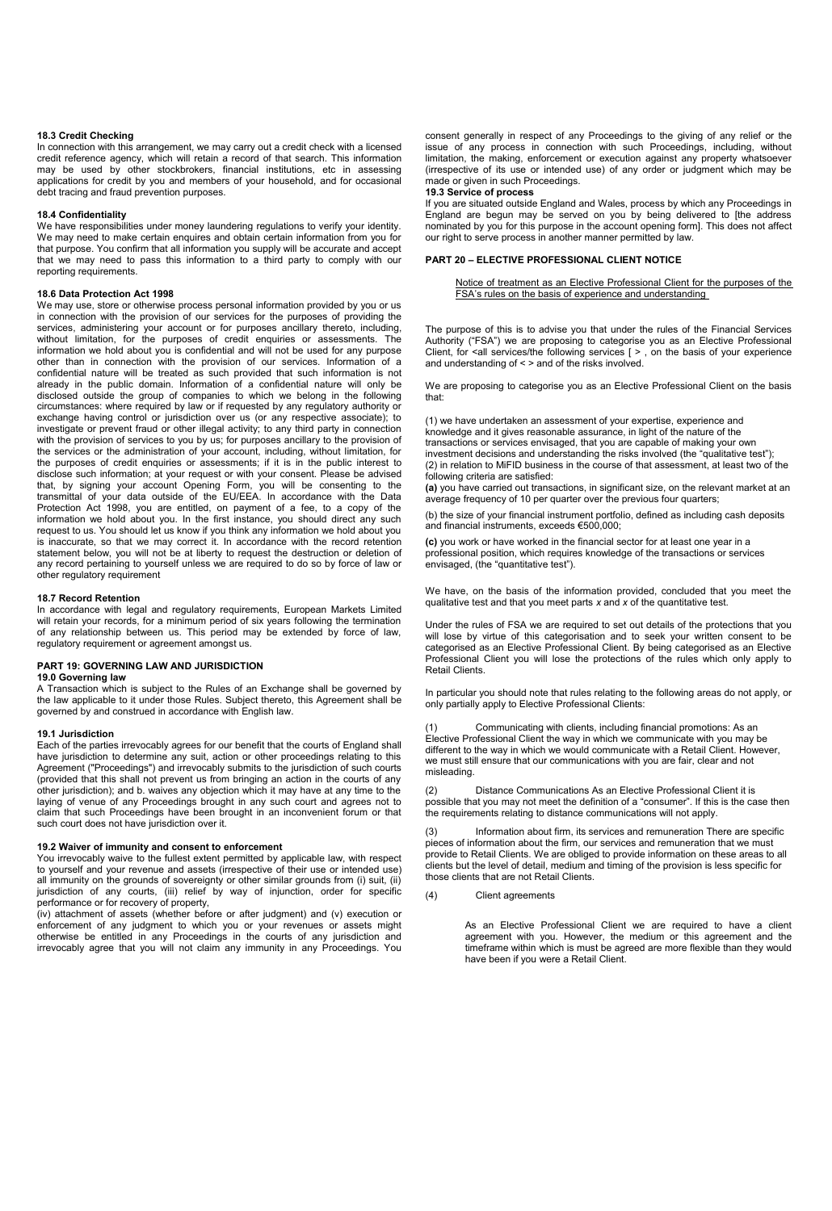### 18.3 Credit Checking

In connection with this arrangement, we may carry out a credit check with a licensed credit reference agency, which will retain a record of that search. This information may be used by other stockbrokers, financial institutions, etc in assessing applications for credit by you and members of your household, and for occasional debt tracing and fraud prevention purposes.

### 18.4 Confidentiality

We have responsibilities under money laundering regulations to verify your identity. We may need to make certain enquires and obtain certain information from you for that purpose. You confirm that all information you supply will be accurate and accept that we may need to pass this information to a third party to comply with our reporting requirements.

### 18.6 Data Protection Act 1998

We may use, store or otherwise process personal information provided by you or us in connection with the provision of our services for the purposes of providing the services, administering your account or for purposes ancillary thereto, including, without limitation, for the purposes of credit enquiries or assessments. The information we hold about you is confidential and will not be used for any purpose other than in connection with the provision of our services. Information of a confidential nature will be treated as such provided that such information is not already in the public domain. Information of a confidential nature will only be disclosed outside the group of companies to which we belong in the following circumstances: where required by law or if requested by any regulatory authority or exchange having control or jurisdiction over us (or any respective associate); to investigate or prevent fraud or other illegal activity; to any third party in connection with the provision of services to you by us; for purposes ancillary to the provision of the services or the administration of your account, including, without limitation, for the purposes of credit enquiries or assessments; if it is in the public interest to disclose such information; at your request or with your consent. Please be advised that, by signing your account Opening Form, you will be consenting to the transmittal of your data outside of the EU/EEA. In accordance with the Data Protection Act 1998, you are entitled, on payment of a fee, to a copy of the information we hold about you. In the first instance, you should direct any such request to us. You should let us know if you think any information we hold about you is inaccurate, so that we may correct it. In accordance with the record retention statement below, you will not be at liberty to request the destruction or deletion of any record pertaining to yourself unless we are required to do so by force of law or other regulatory requirement

### 18.7 Record Retention

In accordance with legal and regulatory requirements, European Markets Limited will retain your records, for a minimum period of six years following the termination of any relationship between us. This period may be extended by force of law, regulatory requirement or agreement amongst us.

## PART 19: GOVERNING LAW AND JURISDICTION

### 19.0 Governing law

A Transaction which is subject to the Rules of an Exchange shall be governed by the law applicable to it under those Rules. Subject thereto, this Agreement shall be governed by and construed in accordance with English law.

### 19.1 Jurisdiction

Each of the parties irrevocably agrees for our benefit that the courts of England shall have jurisdiction to determine any suit, action or other proceedings relating to this Agreement ("Proceedings") and irrevocably submits to the jurisdiction of such courts (provided that this shall not prevent us from bringing an action in the courts of any other jurisdiction); and b. waives any objection which it may have at any time to the laying of venue of any Proceedings brought in any such court and agrees not to claim that such Proceedings have been brought in an inconvenient forum or that such court does not have jurisdiction over it.

### 19.2 Waiver of immunity and consent to enforcement

You irrevocably waive to the fullest extent permitted by applicable law, with respect to yourself and your revenue and assets (irrespective of their use or intended use) all immunity on the grounds of sovereignty or other similar grounds from (i) suit, (ii) jurisdiction of any courts, (iii) relief by way of injunction, order for specific performance or for recovery of property,
(iv) attachment of assets (whether before or after judgment) and (v) execution or enforcement of any judgment to which you or your revenues or assets might otherwise be entitled in any Proceedings in the courts of any jurisdiction and irrevocably agree that you will not claim any immunity in any Proceedings. You consent generally in respect of any Proceedings to the giving of any relief or the issue of any process in connection with such Proceedings, including, without limitation, the making, enforcement or execution against any property whatsoever (irrespective of its use or intended use) of any order or judgment which may be made or given in such Proceedings.

### 19.3 Service of process

If you are situated outside England and Wales, process by which any Proceedings in England are begun may be served on you by being delivered to [the address nominated by you for this purpose in the account opening form]. This does not affect our right to serve process in another manner permitted by law.

## PART 20 – ELECTIVE PROFESSIONAL CLIENT NOTICE

Notice of treatment as an Elective Professional Client for the purposes of the FSA's rules on the basis of experience and understanding

The purpose of this is to advise you that under the rules of the Financial Services Authority ("FSA") we are proposing to categorise you as an Elective Professional Client, for <all services/the following services [ > , on the basis of your experience and understanding of < > and of the risks involved.

We are proposing to categorise you as an Elective Professional Client on the basis that:

(1) we have undertaken an assessment of your expertise, experience and knowledge and it gives reasonable assurance, in light of the nature of the transactions or services envisaged, that you are capable of making your own investment decisions and understanding the risks involved (the "qualitative test");
(2) in relation to MiFID business in the course of that assessment, at least two of the following criteria are satisfied:
**(a)** you have carried out transactions, in significant size, on the relevant market at an average frequency of 10 per quarter over the previous four quarters;
(b) the size of your financial instrument portfolio, defined as including cash deposits and financial instruments, exceeds €500,000;
**(c)** you work or have worked in the financial sector for at least one year in a professional position, which requires knowledge of the transactions or services envisaged, (the "quantitative test").

We have, on the basis of the information provided, concluded that you meet the qualitative test and that you meet parts *x* and *x* of the quantitative test.

Under the rules of FSA we are required to set out details of the protections that you will lose by virtue of this categorisation and to seek your written consent to be categorised as an Elective Professional Client. By being categorised as an Elective Professional Client you will lose the protections of the rules which only apply to Retail Clients.

In particular you should note that rules relating to the following areas do not apply, or only partially apply to Elective Professional Clients:

(1) Communicating with clients, including financial promotions: As an Elective Professional Client the way in which we communicate with you may be different to the way in which we would communicate with a Retail Client. However, we must still ensure that our communications with you are fair, clear and not misleading.

(2) Distance Communications As an Elective Professional Client it is possible that you may not meet the definition of a "consumer". If this is the case then the requirements relating to distance communications will not apply.

(3) Information about firm, its services and remuneration There are specific pieces of information about the firm, our services and remuneration that we must provide to Retail Clients. We are obliged to provide information on these areas to all clients but the level of detail, medium and timing of the provision is less specific for those clients that are not Retail Clients.

(4) Client agreements

As an Elective Professional Client we are required to have a client agreement with you. However, the medium or this agreement and the timeframe within which is must be agreed are more flexible than they would have been if you were a Retail Client.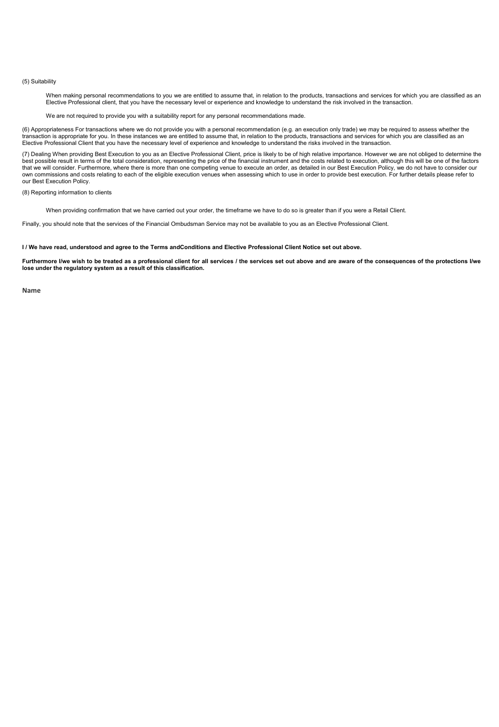(5) Suitability

When making personal recommendations to you we are entitled to assume that, in relation to the products, transactions and services for which you are classified as an Elective Professional client, that you have the necessary level or experience and knowledge to understand the risk involved in the transaction.

We are not required to provide you with a suitability report for any personal recommendations made.

(6) Appropriateness For transactions where we do not provide you with a personal recommendation (e.g. an execution only trade) we may be required to assess whether the transaction is appropriate for you. In these instances we are entitled to assume that, in relation to the products, transactions and services for which you are classified as an Elective Professional Client that you have the necessary level of experience and knowledge to understand the risks involved in the transaction.

(7) Dealing When providing Best Execution to you as an Elective Professional Client, price is likely to be of high relative importance. However we are not obliged to determine the best possible result in terms of the total consideration, representing the price of the financial instrument and the costs related to execution, although this will be one of the factors that we will consider. Furthermore, where there is more than one competing venue to execute an order, as detailed in our Best Execution Policy, we do not have to consider our own commissions and costs relating to each of the eligible execution venues when assessing which to use in order to provide best execution. For further details please refer to our Best Execution Policy.

(8) Reporting information to clients

When providing confirmation that we have carried out your order, the timeframe we have to do so is greater than if you were a Retail Client.

Finally, you should note that the services of the Financial Ombudsman Service may not be available to you as an Elective Professional Client.

**I / We have read, understood and agree to the Terms andConditions and Elective Professional Client Notice set out above.**

**Furthermore I/we wish to be treated as a professional client for all services / the services set out above and are aware of the consequences of the protections I/we lose under the regulatory system as a result of this classification.**

**Name**